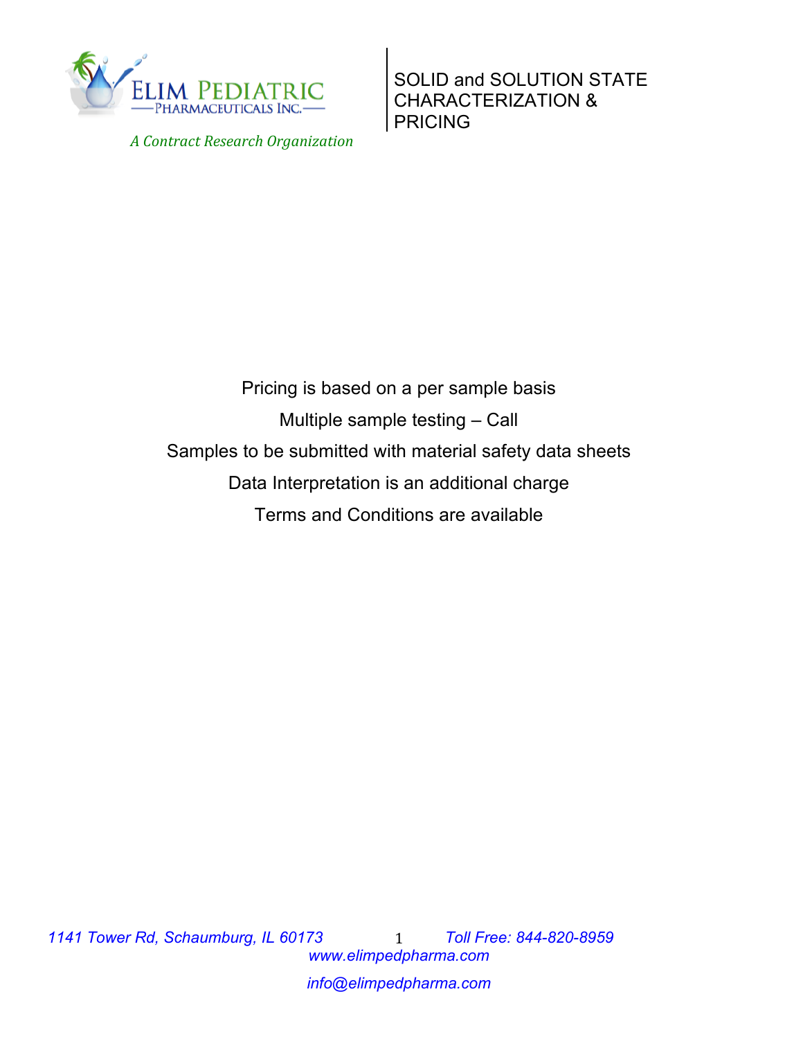ELIM PEDIATRIC PHARMACEUTICALS INC.

*A Contract Research Organization*

# SOLID and SOLUTION STATE CHARACTERIZATION & PRICING

Pricing is based on a per sample basis

Multiple sample testing – Call

Samples to be submitted with material safety data sheets

Data Interpretation is an additional charge

Terms and Conditions are available

*1141 Tower Rd, Schaumburg, IL 60173* *Toll Free: 844-820-8959*
*www.elimpedpharma.com*

*info@elimpedpharma.com*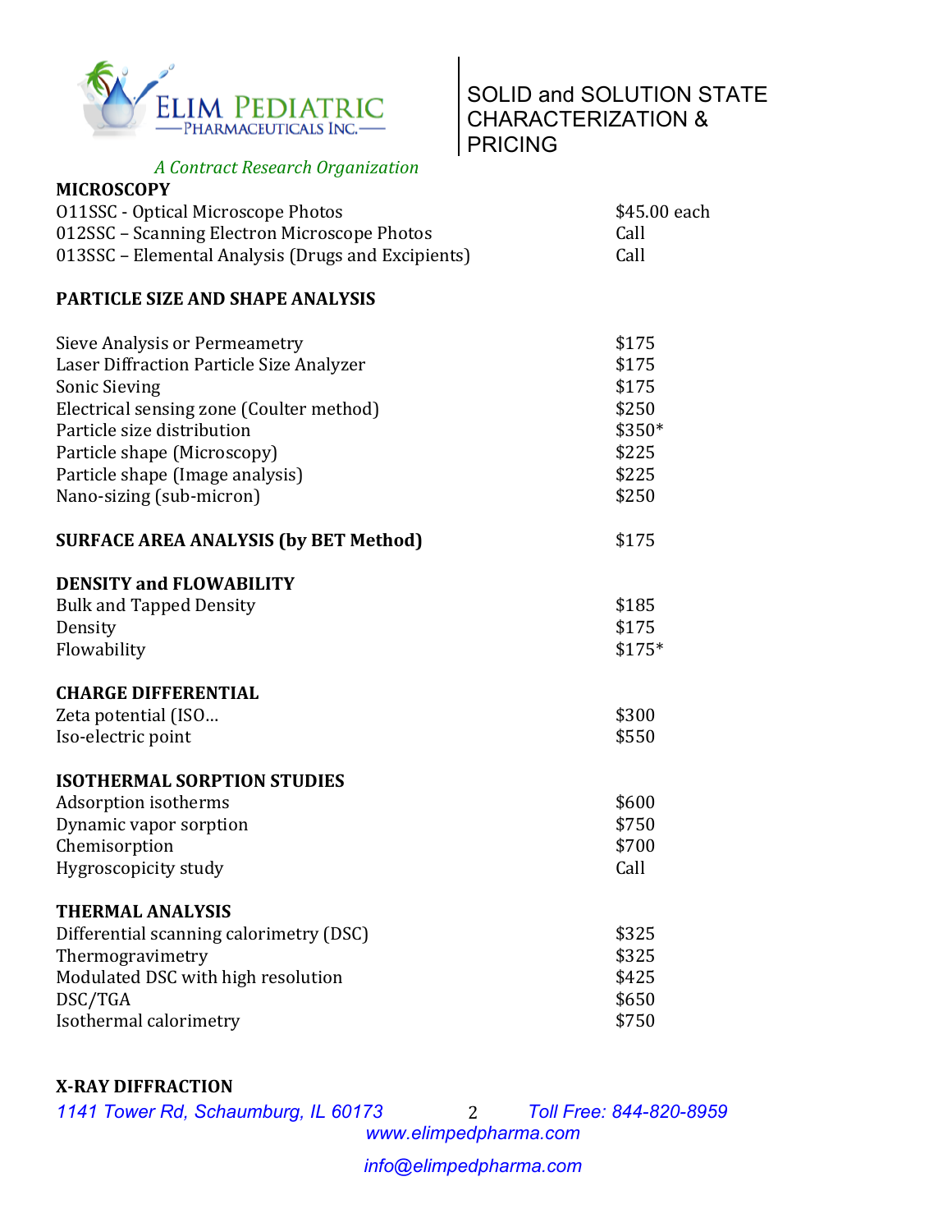# SOLID and SOLUTION STATE CHARACTERIZATION & PRICING

*A Contract Research Organization*

**MICROSCOPY**

| | |
|---|---|
| 011SSC - Optical Microscope Photos | $45.00 each |
| 012SSC – Scanning Electron Microscope Photos | Call |
| 013SSC – Elemental Analysis (Drugs and Excipients) | Call |

**PARTICLE SIZE AND SHAPE ANALYSIS**

| | |
|---|---|
| Sieve Analysis or Permeametry | $175 |
| Laser Diffraction Particle Size Analyzer | $175 |
| Sonic Sieving | $175 |
| Electrical sensing zone (Coulter method) | $250 |
| Particle size distribution | $350* |
| Particle shape (Microscopy) | $225 |
| Particle shape (Image analysis) | $225 |
| Nano-sizing (sub-micron) | $250 |

**SURFACE AREA ANALYSIS (by BET Method)** $175

**DENSITY and FLOWABILITY**

| | |
|---|---|
| Bulk and Tapped Density | $185 |
| Density | $175 |
| Flowability | $175* |

**CHARGE DIFFERENTIAL**

| | |
|---|---|
| Zeta potential (ISO… | $300 |
| Iso-electric point | $550 |

**ISOTHERMAL SORPTION STUDIES**

| | |
|---|---|
| Adsorption isotherms | $600 |
| Dynamic vapor sorption | $750 |
| Chemisorption | $700 |
| Hygroscopicity study | Call |

**THERMAL ANALYSIS**

| | |
|---|---|
| Differential scanning calorimetry (DSC) | $325 |
| Thermogravimetry | $325 |
| Modulated DSC with high resolution | $425 |
| DSC/TGA | $650 |
| Isothermal calorimetry | $750 |

**X-RAY DIFFRACTION**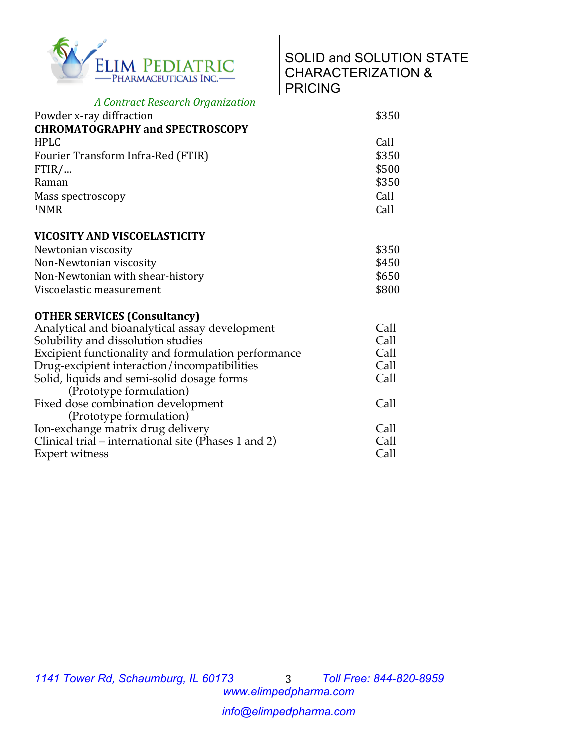ELIM PEDIATRIC PHARMACEUTICALS INC.

*A Contract Research Organization*

SOLID and SOLUTION STATE CHARACTERIZATION & PRICING

| | |
|---|---|
| Powder x-ray diffraction | $350 |
| **CHROMATOGRAPHY and SPECTROSCOPY** | |
| HPLC | Call |
| Fourier Transform Infra-Red (FTIR) | $350 |
| FTIR/… | $500 |
| Raman | $350 |
| Mass spectroscopy | Call |
| [1]NMR | Call |
| | |
| **VICOSITY AND VISCOELASTICITY** | |
| Newtonian viscosity | $350 |
| Non-Newtonian viscosity | $450 |
| Non-Newtonian with shear-history | $650 |
| Viscoelastic measurement | $800 |
| | |
| **OTHER SERVICES (Consultancy)** | |
| Analytical and bioanalytical assay development | Call |
| Solubility and dissolution studies | Call |
| Excipient functionality and formulation performance | Call |
| Drug-excipient interaction/incompatibilities | Call |
| Solid, liquids and semi-solid dosage forms (Prototype formulation) | Call |
| Fixed dose combination development (Prototype formulation) | Call |
| Ion-exchange matrix drug delivery | Call |
| Clinical trial – international site (Phases 1 and 2) | Call |
| Expert witness | Call |

*1141 Tower Rd, Schaumburg, IL 60173* *Toll Free: 844-820-8959*

*www.elimpedpharma.com*

*info@elimpedpharma.com*